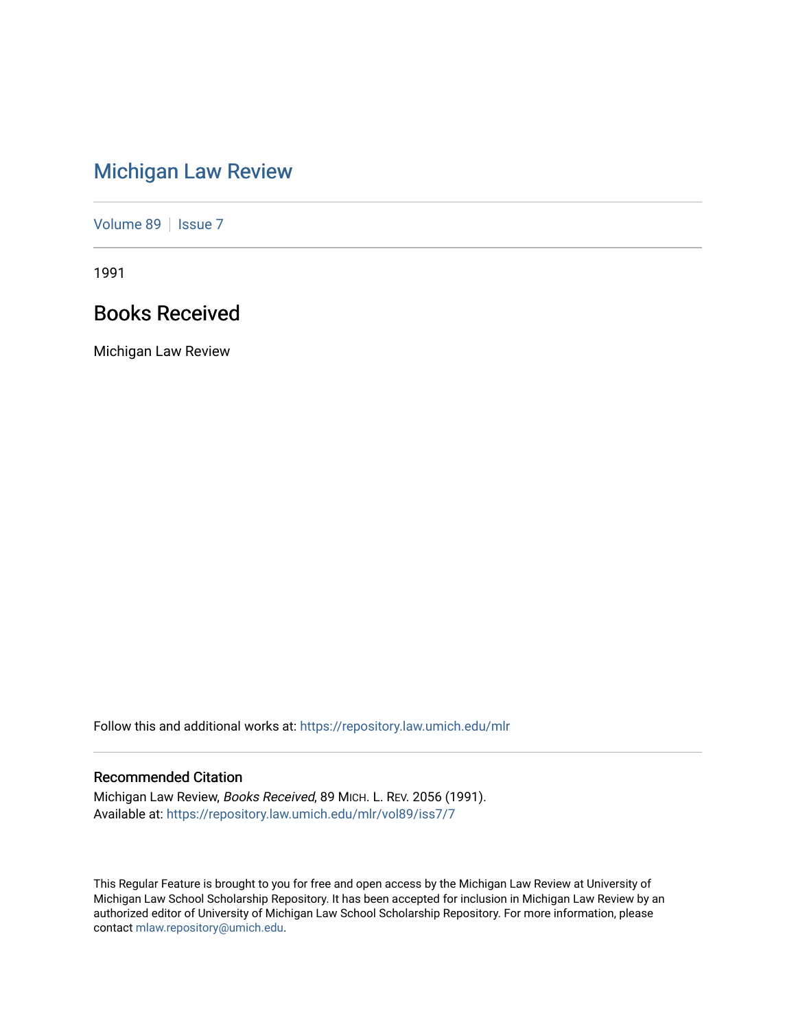# Michigan Law Review

Volume 89 | Issue 7

1991

## Books Received

Michigan Law Review

Follow this and additional works at: https://repository.law.umich.edu/mlr

### Recommended Citation

Michigan Law Review, *Books Received*, 89 MICH. L. REV. 2056 (1991).
Available at: https://repository.law.umich.edu/mlr/vol89/iss7/7

This Regular Feature is brought to you for free and open access by the Michigan Law Review at University of Michigan Law School Scholarship Repository. It has been accepted for inclusion in Michigan Law Review by an authorized editor of University of Michigan Law School Scholarship Repository. For more information, please contact mlaw.repository@umich.edu.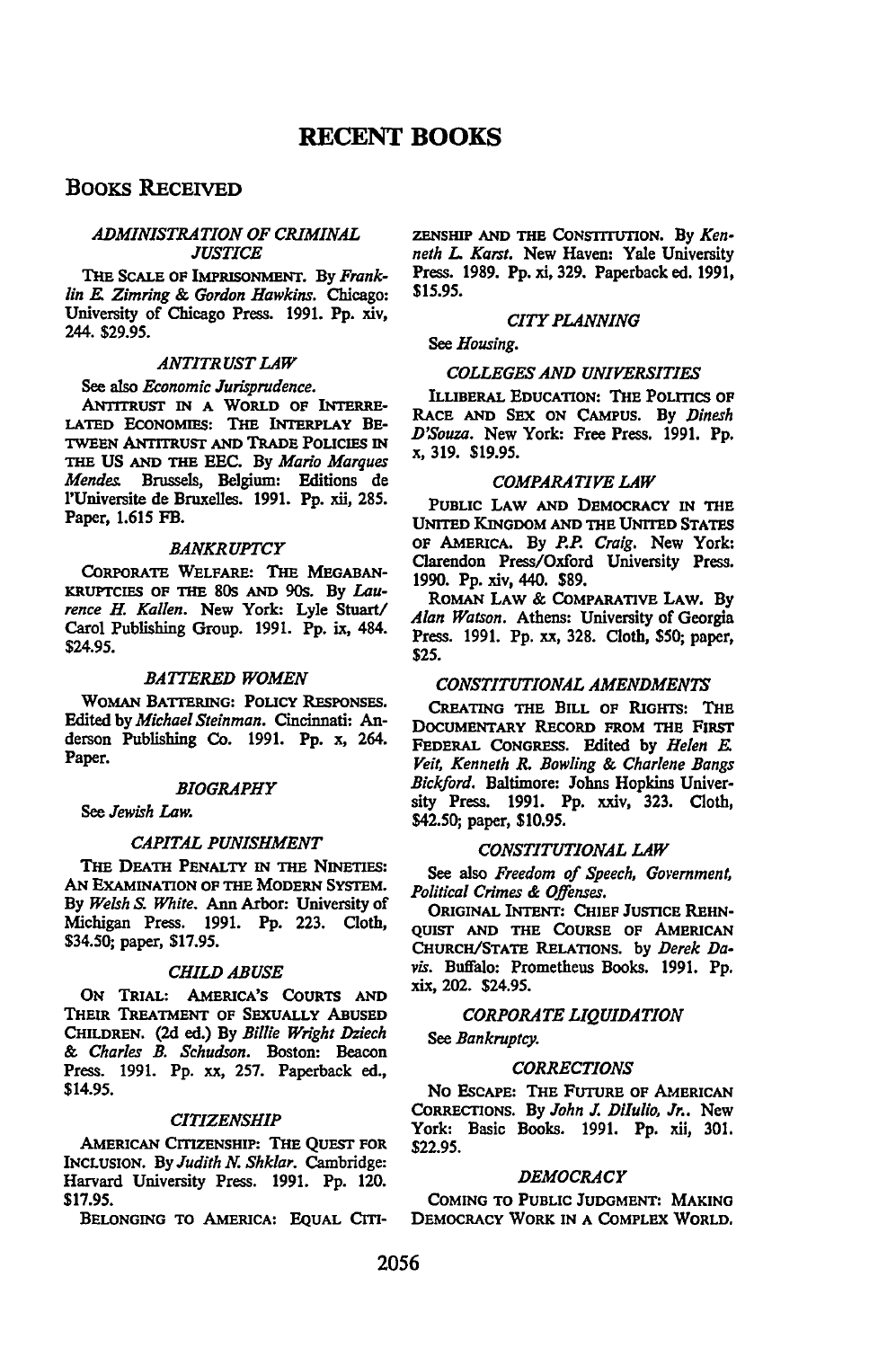# RECENT BOOKS

## Books Received

### *ADMINISTRATION OF CRIMINAL JUSTICE*

The Scale of Imprisonment. By *Franklin E. Zimring & Gordon Hawkins*. Chicago: University of Chicago Press. 1991. Pp. xiv, 244. $29.95.

### *ANTITRUST LAW*

See also *Economic Jurisprudence*.

Antitrust in a World of Interrelated Economies: The Interplay Between Antitrust and Trade Policies in the US and the EEC. By *Mario Marques Mendes*. Brussels, Belgium: Editions de l'Universite de Bruxelles. 1991. Pp. xii, 285. Paper, 1.615 FB.

### *BANKRUPTCY*

Corporate Welfare: The Megabankruptcies of the 80s and 90s. By *Laurence H. Kallen*. New York: Lyle Stuart/ Carol Publishing Group. 1991. Pp. ix, 484. $24.95.

### *BATTERED WOMEN*

Woman Battering: Policy Responses. Edited by *Michael Steinman*. Cincinnati: Anderson Publishing Co. 1991. Pp. x, 264. Paper.

### *BIOGRAPHY*

See *Jewish Law*.

### *CAPITAL PUNISHMENT*

The Death Penalty in the Nineties: An Examination of the Modern System. By *Welsh S. White*. Ann Arbor: University of Michigan Press. 1991. Pp. 223. Cloth, $34.50; paper, $17.95.

### *CHILD ABUSE*

On Trial: America's Courts and Their Treatment of Sexually Abused Children. (2d ed.) By *Billie Wright Dziech & Charles B. Schudson*. Boston: Beacon Press. 1991. Pp. xx, 257. Paperback ed., $14.95.

### *CITIZENSHIP*

American Citizenship: The Quest for Inclusion. By *Judith N. Shklar*. Cambridge: Harvard University Press. 1991. Pp. 120. $17.95.

Belonging to America: Equal Citizenship and the Constitution. By *Kenneth L. Karst*. New Haven: Yale University Press. 1989. Pp. xi, 329. Paperback ed. 1991, $15.95.

### *CITY PLANNING*

See *Housing*.

### *COLLEGES AND UNIVERSITIES*

Illiberal Education: The Politics of Race and Sex on Campus. By *Dinesh D'Souza*. New York: Free Press. 1991. Pp. x, 319. $19.95.

### *COMPARATIVE LAW*

Public Law and Democracy in the United Kingdom and the United States of America. By *P.P. Craig*. New York: Clarendon Press/Oxford University Press. 1990. Pp. xiv, 440. $89.

Roman Law & Comparative Law. By *Alan Watson*. Athens: University of Georgia Press. 1991. Pp. xx, 328. Cloth, $50; paper, $25.

### *CONSTITUTIONAL AMENDMENTS*

Creating the Bill of Rights: The Documentary Record from the First Federal Congress. Edited by *Helen E. Veit, Kenneth R. Bowling & Charlene Bangs Bickford*. Baltimore: Johns Hopkins University Press. 1991. Pp. xxiv, 323. Cloth, $42.50; paper, $10.95.

### *CONSTITUTIONAL LAW*

See also *Freedom of Speech, Government, Political Crimes & Offenses*.

Original Intent: Chief Justice Rehnquist and the Course of American Church/State Relations. by *Derek Davis*. Buffalo: Prometheus Books. 1991. Pp. xix, 202. $24.95.

### *CORPORATE LIQUIDATION*

See *Bankruptcy*.

### *CORRECTIONS*

No Escape: The Future of American Corrections. By *John J. DiIulio, Jr.*. New York: Basic Books. 1991. Pp. xii, 301. $22.95.

### *DEMOCRACY*

Coming to Public Judgment: Making Democracy Work in a Complex World.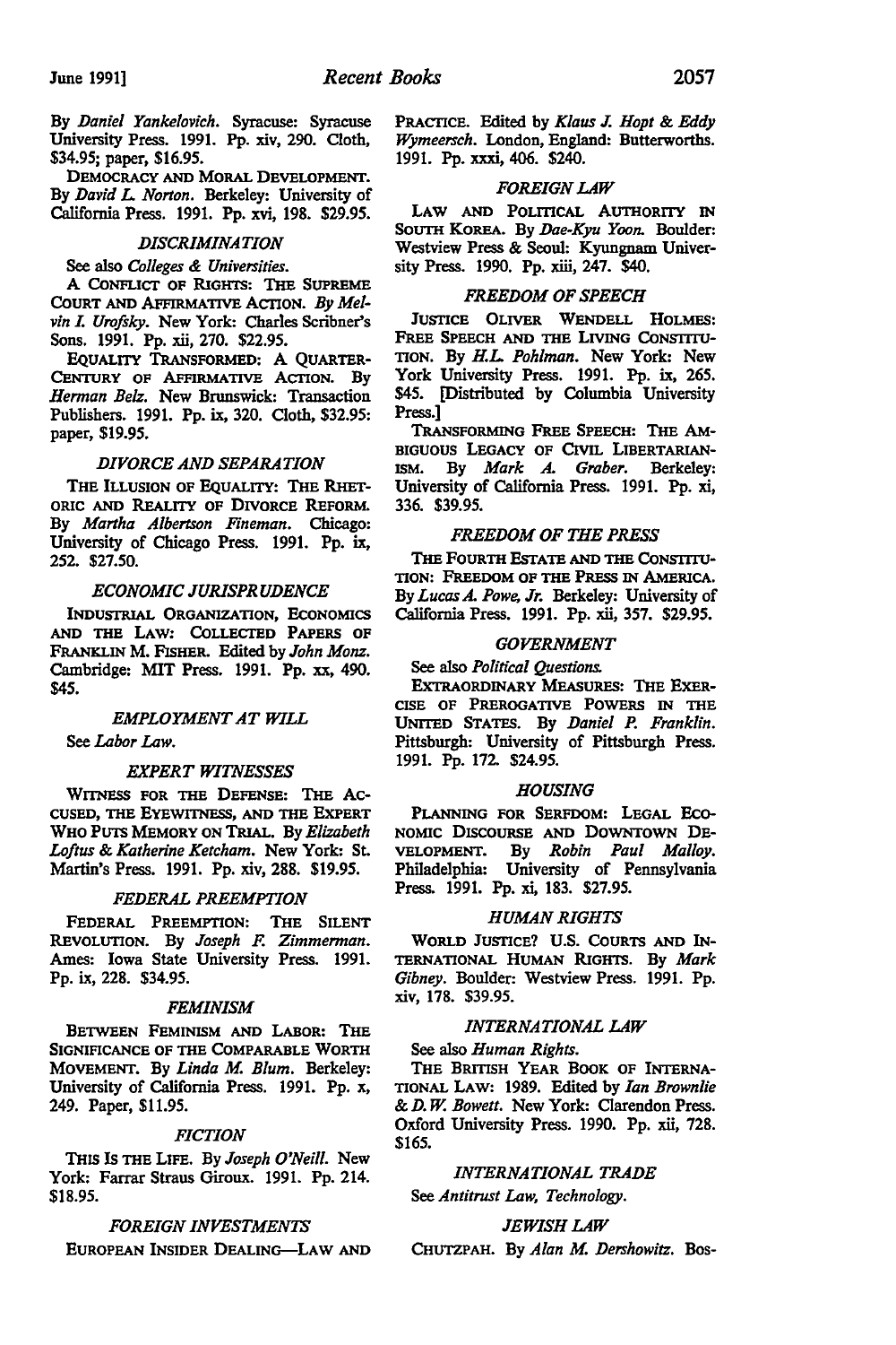By *Daniel Yankelovich*. Syracuse: Syracuse University Press. 1991. Pp. xiv, 290. Cloth, $34.95; paper, $16.95.

DEMOCRACY AND MORAL DEVELOPMENT. By *David L. Norton*. Berkeley: University of California Press. 1991. Pp. xvi, 198. $29.95.

### *DISCRIMINATION*

See also *Colleges & Universities*.

A CONFLICT OF RIGHTS: THE SUPREME COURT AND AFFIRMATIVE ACTION. *By Melvin I. Urofsky*. New York: Charles Scribner's Sons. 1991. Pp. xii, 270. $22.95.

EQUALITY TRANSFORMED: A QUARTER-CENTURY OF AFFIRMATIVE ACTION. By *Herman Belz*. New Brunswick: Transaction Publishers. 1991. Pp. ix, 320. Cloth, $32.95: paper, $19.95.

### *DIVORCE AND SEPARATION*

THE ILLUSION OF EQUALITY: THE RHETORIC AND REALITY OF DIVORCE REFORM. By *Martha Albertson Fineman*. Chicago: University of Chicago Press. 1991. Pp. ix, 252. $27.50.

### *ECONOMIC JURISPRUDENCE*

INDUSTRIAL ORGANIZATION, ECONOMICS AND THE LAW: COLLECTED PAPERS OF FRANKLIN M. FISHER. Edited by *John Monz*. Cambridge: MIT Press. 1991. Pp. xx, 490. $45.

### *EMPLOYMENT AT WILL*

See *Labor Law*.

### *EXPERT WITNESSES*

WITNESS FOR THE DEFENSE: THE ACCUSED, THE EYEWITNESS, AND THE EXPERT WHO PUTS MEMORY ON TRIAL. By *Elizabeth Loftus & Katherine Ketcham*. New York: St. Martin's Press. 1991. Pp. xiv, 288. $19.95.

### *FEDERAL PREEMPTION*

FEDERAL PREEMPTION: THE SILENT REVOLUTION. By *Joseph F. Zimmerman*. Ames: Iowa State University Press. 1991. Pp. ix, 228. $34.95.

### *FEMINISM*

BETWEEN FEMINISM AND LABOR: THE SIGNIFICANCE OF THE COMPARABLE WORTH MOVEMENT. By *Linda M. Blum*. Berkeley: University of California Press. 1991. Pp. x, 249. Paper, $11.95.

### *FICTION*

THIS IS THE LIFE. By *Joseph O'Neill*. New York: Farrar Straus Giroux. 1991. Pp. 214. $18.95.

### *FOREIGN INVESTMENTS*

EUROPEAN INSIDER DEALING—LAW AND PRACTICE. Edited by *Klaus J. Hopt & Eddy Wymeersch*. London, England: Butterworths. 1991. Pp. xxxi, 406. $240.

### *FOREIGN LAW*

LAW AND POLITICAL AUTHORITY IN SOUTH KOREA. By *Dae-Kyu Yoon*. Boulder: Westview Press & Seoul: Kyungnam University Press. 1990. Pp. xiii, 247. $40.

### *FREEDOM OF SPEECH*

JUSTICE OLIVER WENDELL HOLMES: FREE SPEECH AND THE LIVING CONSTITUTION. By *H.L. Pohlman*. New York: New York University Press. 1991. Pp. ix, 265. $45. [Distributed by Columbia University Press.]

TRANSFORMING FREE SPEECH: THE AMBIGUOUS LEGACY OF CIVIL LIBERTARIANISM. By *Mark A. Graber*. Berkeley: University of California Press. 1991. Pp. xi, 336. $39.95.

### *FREEDOM OF THE PRESS*

THE FOURTH ESTATE AND THE CONSTITUTION: FREEDOM OF THE PRESS IN AMERICA. By *Lucas A. Powe, Jr.* Berkeley: University of California Press. 1991. Pp. xii, 357. $29.95.

### *GOVERNMENT*

See also *Political Questions*.

EXTRAORDINARY MEASURES: THE EXERCISE OF PREROGATIVE POWERS IN THE UNITED STATES. By *Daniel P. Franklin*. Pittsburgh: University of Pittsburgh Press. 1991. Pp. 172. $24.95.

### *HOUSING*

PLANNING FOR SERFDOM: LEGAL ECONOMIC DISCOURSE AND DOWNTOWN DEVELOPMENT. By *Robin Paul Malloy*. Philadelphia: University of Pennsylvania Press. 1991. Pp. xi, 183. $27.95.

### *HUMAN RIGHTS*

WORLD JUSTICE? U.S. COURTS AND INTERNATIONAL HUMAN RIGHTS. By *Mark Gibney*. Boulder: Westview Press. 1991. Pp. xiv, 178. $39.95.

### *INTERNATIONAL LAW*

See also *Human Rights*.

THE BRITISH YEAR BOOK OF INTERNATIONAL LAW: 1989. Edited by *Ian Brownlie & D.W. Bowett*. New York: Clarendon Press. Oxford University Press. 1990. Pp. xii, 728. $165.

### *INTERNATIONAL TRADE*

See *Antitrust Law, Technology*.

### *JEWISH LAW*

CHUTZPAH. By *Alan M. Dershowitz*. Bos-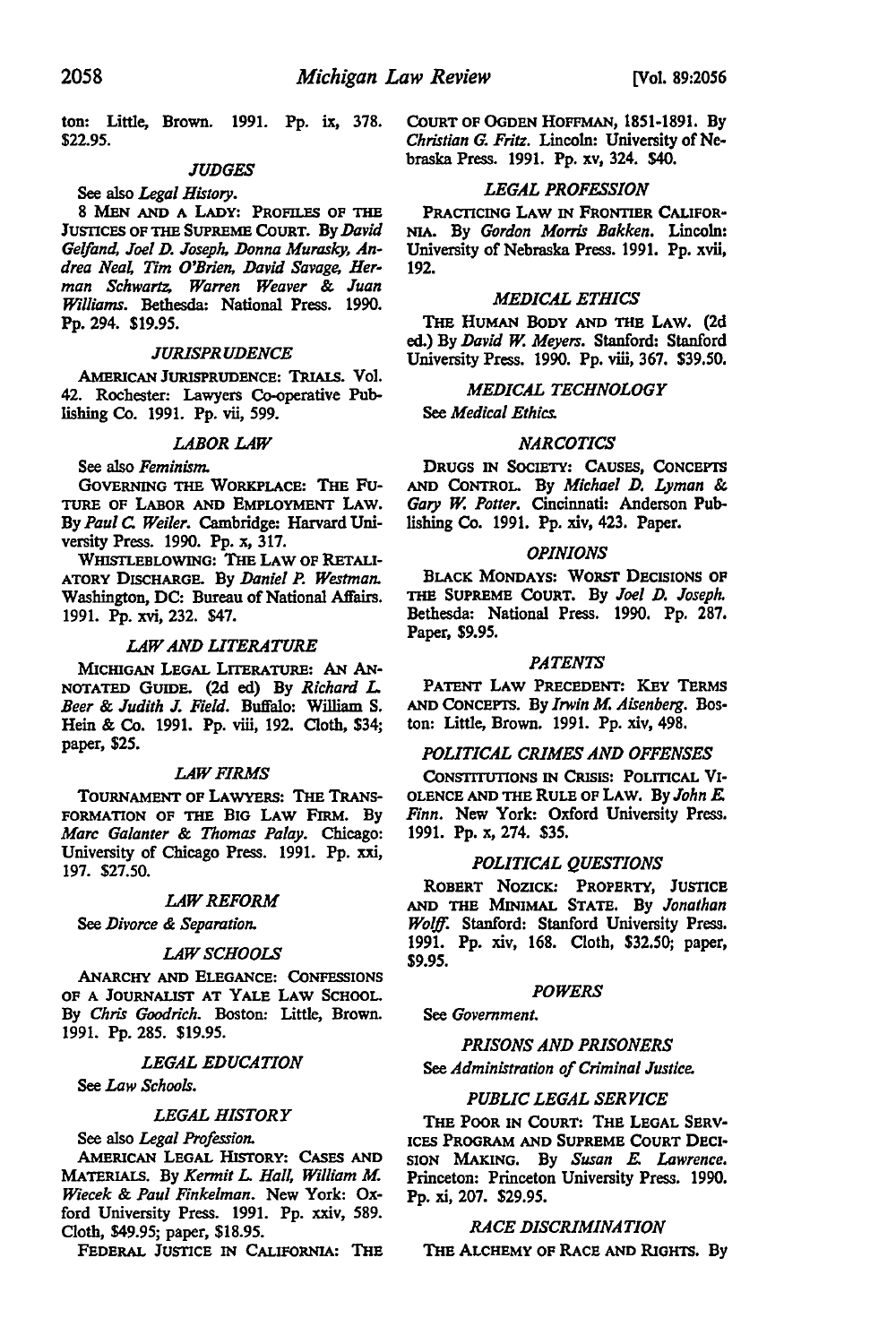ton: Little, Brown. 1991. Pp. ix, 378. $22.95.

### *JUDGES*

See also *Legal History*.

8 MEN AND A LADY: PROFILES OF THE JUSTICES OF THE SUPREME COURT. By *David Gelfand, Joel D. Joseph, Donna Murasky, Andrea Neal, Tim O'Brien, David Savage, Herman Schwartz, Warren Weaver & Juan Williams*. Bethesda: National Press. 1990. Pp. 294. $19.95.

### *JURISPRUDENCE*

AMERICAN JURISPRUDENCE: TRIALS. Vol. 42. Rochester: Lawyers Co-operative Publishing Co. 1991. Pp. vii, 599.

### *LABOR LAW*

See also *Feminism*.

GOVERNING THE WORKPLACE: THE FUTURE OF LABOR AND EMPLOYMENT LAW. By *Paul C. Weiler*. Cambridge: Harvard University Press. 1990. Pp. x, 317.

WHISTLEBLOWING: THE LAW OF RETALIATORY DISCHARGE. By *Daniel P. Westman*. Washington, DC: Bureau of National Affairs. 1991. Pp. xvi, 232. $47.

### *LAW AND LITERATURE*

MICHIGAN LEGAL LITERATURE: AN ANNOTATED GUIDE. (2d ed) By *Richard L. Beer & Judith J. Field*. Buffalo: William S. Hein & Co. 1991. Pp. viii, 192. Cloth, $34; paper, $25.

### *LAW FIRMS*

TOURNAMENT OF LAWYERS: THE TRANSFORMATION OF THE BIG LAW FIRM. By *Marc Galanter & Thomas Palay*. Chicago: University of Chicago Press. 1991. Pp. xxi, 197. $27.50.

### *LAW REFORM*

See *Divorce & Separation*.

### *LAW SCHOOLS*

ANARCHY AND ELEGANCE: CONFESSIONS OF A JOURNALIST AT YALE LAW SCHOOL. By *Chris Goodrich*. Boston: Little, Brown. 1991. Pp. 285. $19.95.

### *LEGAL EDUCATION*

See *Law Schools*.

### *LEGAL HISTORY*

See also *Legal Profession*.

AMERICAN LEGAL HISTORY: CASES AND MATERIALS. By *Kermit L. Hall, William M. Wiecek & Paul Finkelman*. New York: Oxford University Press. 1991. Pp. xxiv, 589. Cloth, $49.95; paper, $18.95.

FEDERAL JUSTICE IN CALIFORNIA: THE COURT OF OGDEN HOFFMAN, 1851-1891. By *Christian G. Fritz*. Lincoln: University of Nebraska Press. 1991. Pp. xv, 324. $40.

### *LEGAL PROFESSION*

PRACTICING LAW IN FRONTIER CALIFORNIA. By *Gordon Morris Bakken*. Lincoln: University of Nebraska Press. 1991. Pp. xvii, 192.

### *MEDICAL ETHICS*

THE HUMAN BODY AND THE LAW. (2d ed.) By *David W. Meyers*. Stanford: Stanford University Press. 1990. Pp. viii, 367. $39.50.

### *MEDICAL TECHNOLOGY*

See *Medical Ethics*.

### *NARCOTICS*

DRUGS IN SOCIETY: CAUSES, CONCEPTS AND CONTROL. By *Michael D. Lyman & Gary W. Potter*. Cincinnati: Anderson Publishing Co. 1991. Pp. xiv, 423. Paper.

### *OPINIONS*

BLACK MONDAYS: WORST DECISIONS OF THE SUPREME COURT. By *Joel D. Joseph*. Bethesda: National Press. 1990. Pp. 287. Paper, $9.95.

### *PATENTS*

PATENT LAW PRECEDENT: KEY TERMS AND CONCEPTS. By *Irwin M. Aisenberg*. Boston: Little, Brown. 1991. Pp. xiv, 498.

### *POLITICAL CRIMES AND OFFENSES*

CONSTITUTIONS IN CRISIS: POLITICAL VIOLENCE AND THE RULE OF LAW. By *John E. Finn*. New York: Oxford University Press. 1991. Pp. x, 274. $35.

### *POLITICAL QUESTIONS*

ROBERT NOZICK: PROPERTY, JUSTICE AND THE MINIMAL STATE. By *Jonathan Wolff*. Stanford: Stanford University Press. 1991. Pp. xiv, 168. Cloth, $32.50; paper, $9.95.

### *POWERS*

See *Government*.

### *PRISONS AND PRISONERS*

See *Administration of Criminal Justice*.

### *PUBLIC LEGAL SERVICE*

THE POOR IN COURT: THE LEGAL SERVICES PROGRAM AND SUPREME COURT DECISION MAKING. By *Susan E. Lawrence*. Princeton: Princeton University Press. 1990. Pp. xi, 207. $29.95.

### *RACE DISCRIMINATION*

THE ALCHEMY OF RACE AND RIGHTS. By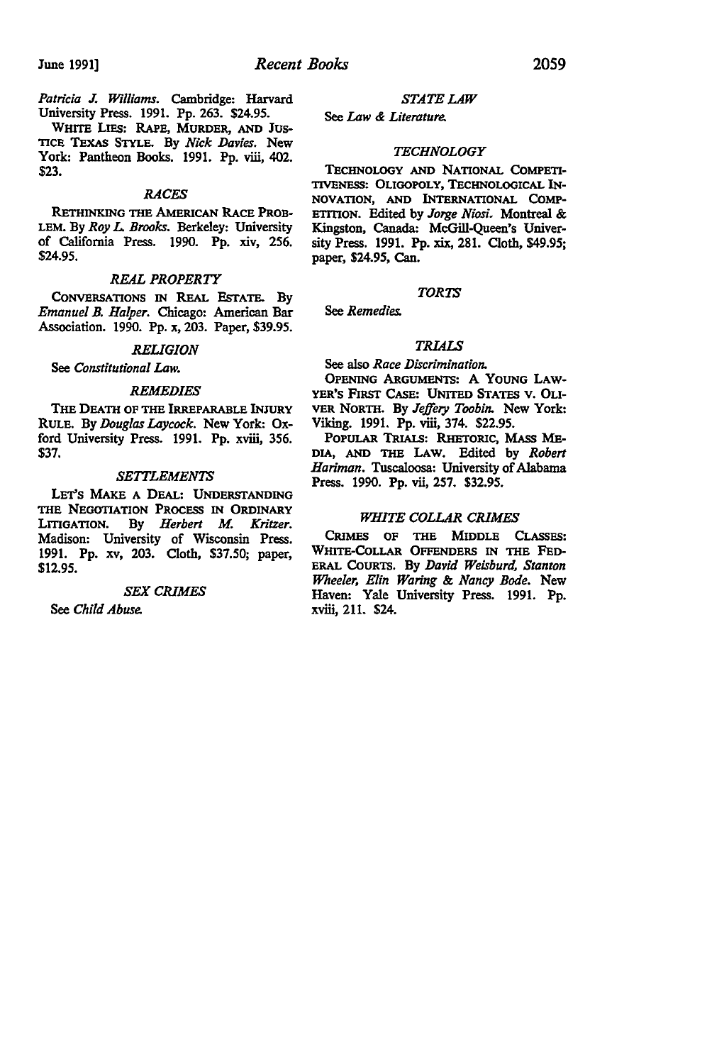*Patricia J. Williams.* Cambridge: Harvard University Press. 1991. Pp. 263. $24.95.

WHITE LIES: RAPE, MURDER, AND JUSTICE TEXAS STYLE. By *Nick Davies.* New York: Pantheon Books. 1991. Pp. viii, 402. $23.

### *RACES*

RETHINKING THE AMERICAN RACE PROBLEM. By *Roy L. Brooks.* Berkeley: University of California Press. 1990. Pp. xiv, 256. $24.95.

### *REAL PROPERTY*

CONVERSATIONS IN REAL ESTATE. By *Emanuel B. Halper.* Chicago: American Bar Association. 1990. Pp. x, 203. Paper, $39.95.

### *RELIGION*

See *Constitutional Law.*

### *REMEDIES*

THE DEATH OF THE IRREPARABLE INJURY RULE. By *Douglas Laycock.* New York: Oxford University Press. 1991. Pp. xviii, 356. $37.

### *SETTLEMENTS*

LET'S MAKE A DEAL: UNDERSTANDING THE NEGOTIATION PROCESS IN ORDINARY LITIGATION. By *Herbert M. Kritzer.* Madison: University of Wisconsin Press. 1991. Pp. xv, 203. Cloth, $37.50; paper, $12.95.

### *SEX CRIMES*

See *Child Abuse.*

### *STATE LAW*

See *Law & Literature.*

### *TECHNOLOGY*

TECHNOLOGY AND NATIONAL COMPETITIVENESS: OLIGOPOLY, TECHNOLOGICAL INNOVATION, AND INTERNATIONAL COMPETITION. Edited by *Jorge Niosi.* Montreal & Kingston, Canada: McGill-Queen's University Press. 1991. Pp. xix, 281. Cloth, $49.95; paper, $24.95, Can.

### *TORTS*

See *Remedies.*

### *TRIALS*

See also *Race Discrimination.*

OPENING ARGUMENTS: A YOUNG LAWYER'S FIRST CASE: UNITED STATES V. OLIVER NORTH. By *Jeffery Toobin.* New York: Viking. 1991. Pp. viii, 374. $22.95.

POPULAR TRIALS: RHETORIC, MASS MEDIA, AND THE LAW. Edited by *Robert Hariman.* Tuscaloosa: University of Alabama Press. 1990. Pp. vii, 257. $32.95.

### *WHITE COLLAR CRIMES*

CRIMES OF THE MIDDLE CLASSES: WHITE-COLLAR OFFENDERS IN THE FEDERAL COURTS. By *David Weisburd, Stanton Wheeler, Elin Waring & Nancy Bode.* New Haven: Yale University Press. 1991. Pp. xviii, 211. $24.